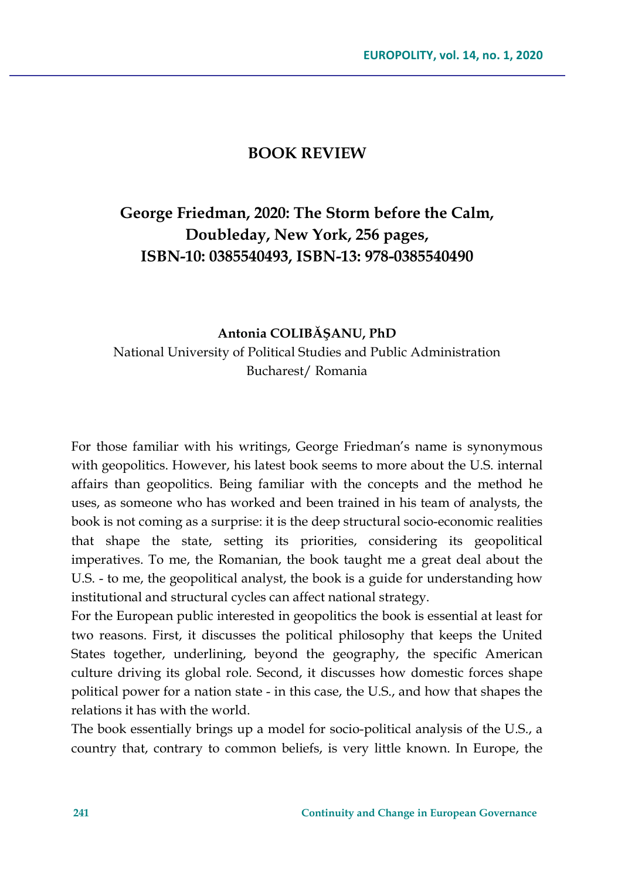## BOOK REVIEW

# George Friedman, 2020: The Storm before the Calm, Doubleday, New York, 256 pages, ISBN-10: 0385540493, ISBN-13: 978-0385540490

**Antonia COLIBĂŞANU, PhD**

National University of Political Studies and Public Administration
Bucharest/ Romania

For those familiar with his writings, George Friedman's name is synonymous with geopolitics. However, his latest book seems to more about the U.S. internal affairs than geopolitics. Being familiar with the concepts and the method he uses, as someone who has worked and been trained in his team of analysts, the book is not coming as a surprise: it is the deep structural socio-economic realities that shape the state, setting its priorities, considering its geopolitical imperatives. To me, the Romanian, the book taught me a great deal about the U.S. - to me, the geopolitical analyst, the book is a guide for understanding how institutional and structural cycles can affect national strategy.

For the European public interested in geopolitics the book is essential at least for two reasons. First, it discusses the political philosophy that keeps the United States together, underlining, beyond the geography, the specific American culture driving its global role. Second, it discusses how domestic forces shape political power for a nation state - in this case, the U.S., and how that shapes the relations it has with the world.

The book essentially brings up a model for socio-political analysis of the U.S., a country that, contrary to common beliefs, is very little known. In Europe, the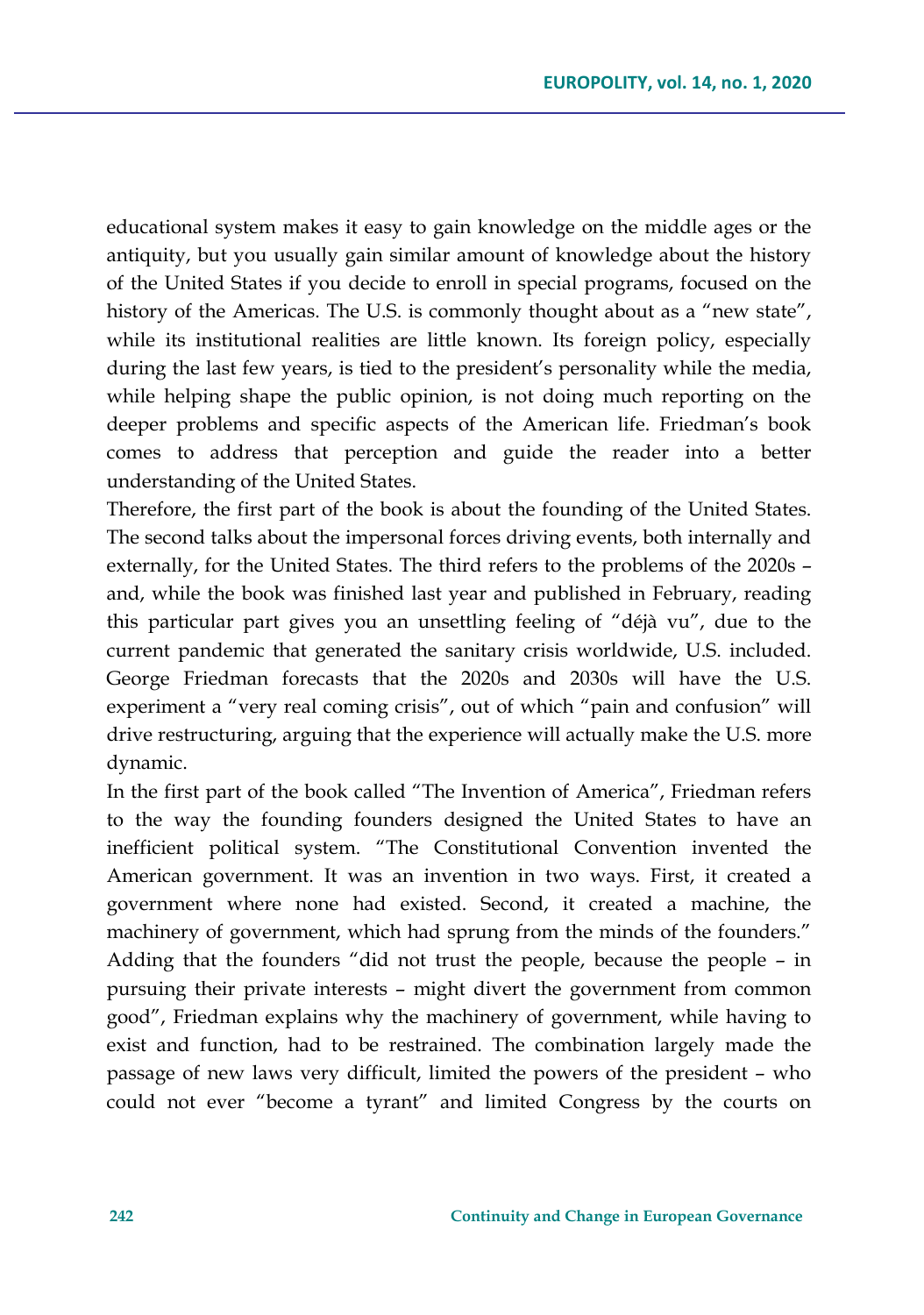educational system makes it easy to gain knowledge on the middle ages or the antiquity, but you usually gain similar amount of knowledge about the history of the United States if you decide to enroll in special programs, focused on the history of the Americas. The U.S. is commonly thought about as a "new state", while its institutional realities are little known. Its foreign policy, especially during the last few years, is tied to the president's personality while the media, while helping shape the public opinion, is not doing much reporting on the deeper problems and specific aspects of the American life. Friedman's book comes to address that perception and guide the reader into a better understanding of the United States.

Therefore, the first part of the book is about the founding of the United States. The second talks about the impersonal forces driving events, both internally and externally, for the United States. The third refers to the problems of the 2020s – and, while the book was finished last year and published in February, reading this particular part gives you an unsettling feeling of "déjà vu", due to the current pandemic that generated the sanitary crisis worldwide, U.S. included. George Friedman forecasts that the 2020s and 2030s will have the U.S. experiment a "very real coming crisis", out of which "pain and confusion" will drive restructuring, arguing that the experience will actually make the U.S. more dynamic.

In the first part of the book called "The Invention of America", Friedman refers to the way the founding founders designed the United States to have an inefficient political system. "The Constitutional Convention invented the American government. It was an invention in two ways. First, it created a government where none had existed. Second, it created a machine, the machinery of government, which had sprung from the minds of the founders." Adding that the founders "did not trust the people, because the people – in pursuing their private interests – might divert the government from common good", Friedman explains why the machinery of government, while having to exist and function, had to be restrained. The combination largely made the passage of new laws very difficult, limited the powers of the president – who could not ever "become a tyrant" and limited Congress by the courts on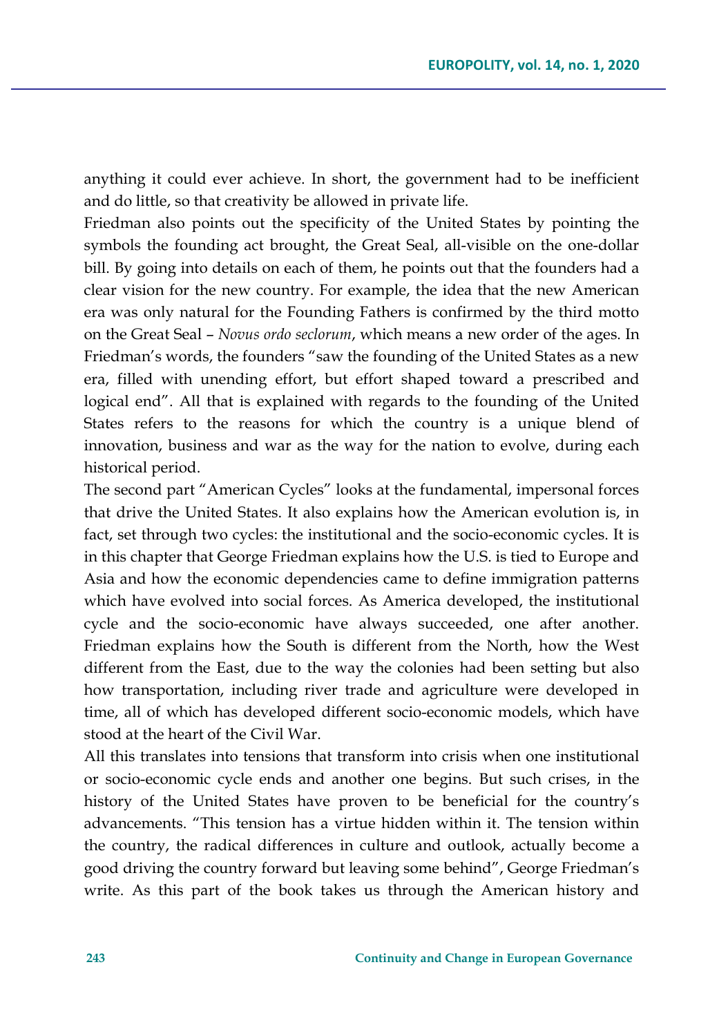anything it could ever achieve. In short, the government had to be inefficient and do little, so that creativity be allowed in private life.

Friedman also points out the specificity of the United States by pointing the symbols the founding act brought, the Great Seal, all-visible on the one-dollar bill. By going into details on each of them, he points out that the founders had a clear vision for the new country. For example, the idea that the new American era was only natural for the Founding Fathers is confirmed by the third motto on the Great Seal – *Novus ordo seclorum*, which means a new order of the ages. In Friedman's words, the founders "saw the founding of the United States as a new era, filled with unending effort, but effort shaped toward a prescribed and logical end". All that is explained with regards to the founding of the United States refers to the reasons for which the country is a unique blend of innovation, business and war as the way for the nation to evolve, during each historical period.

The second part "American Cycles" looks at the fundamental, impersonal forces that drive the United States. It also explains how the American evolution is, in fact, set through two cycles: the institutional and the socio-economic cycles. It is in this chapter that George Friedman explains how the U.S. is tied to Europe and Asia and how the economic dependencies came to define immigration patterns which have evolved into social forces. As America developed, the institutional cycle and the socio-economic have always succeeded, one after another. Friedman explains how the South is different from the North, how the West different from the East, due to the way the colonies had been setting but also how transportation, including river trade and agriculture were developed in time, all of which has developed different socio-economic models, which have stood at the heart of the Civil War.

All this translates into tensions that transform into crisis when one institutional or socio-economic cycle ends and another one begins. But such crises, in the history of the United States have proven to be beneficial for the country's advancements. "This tension has a virtue hidden within it. The tension within the country, the radical differences in culture and outlook, actually become a good driving the country forward but leaving some behind", George Friedman's write. As this part of the book takes us through the American history and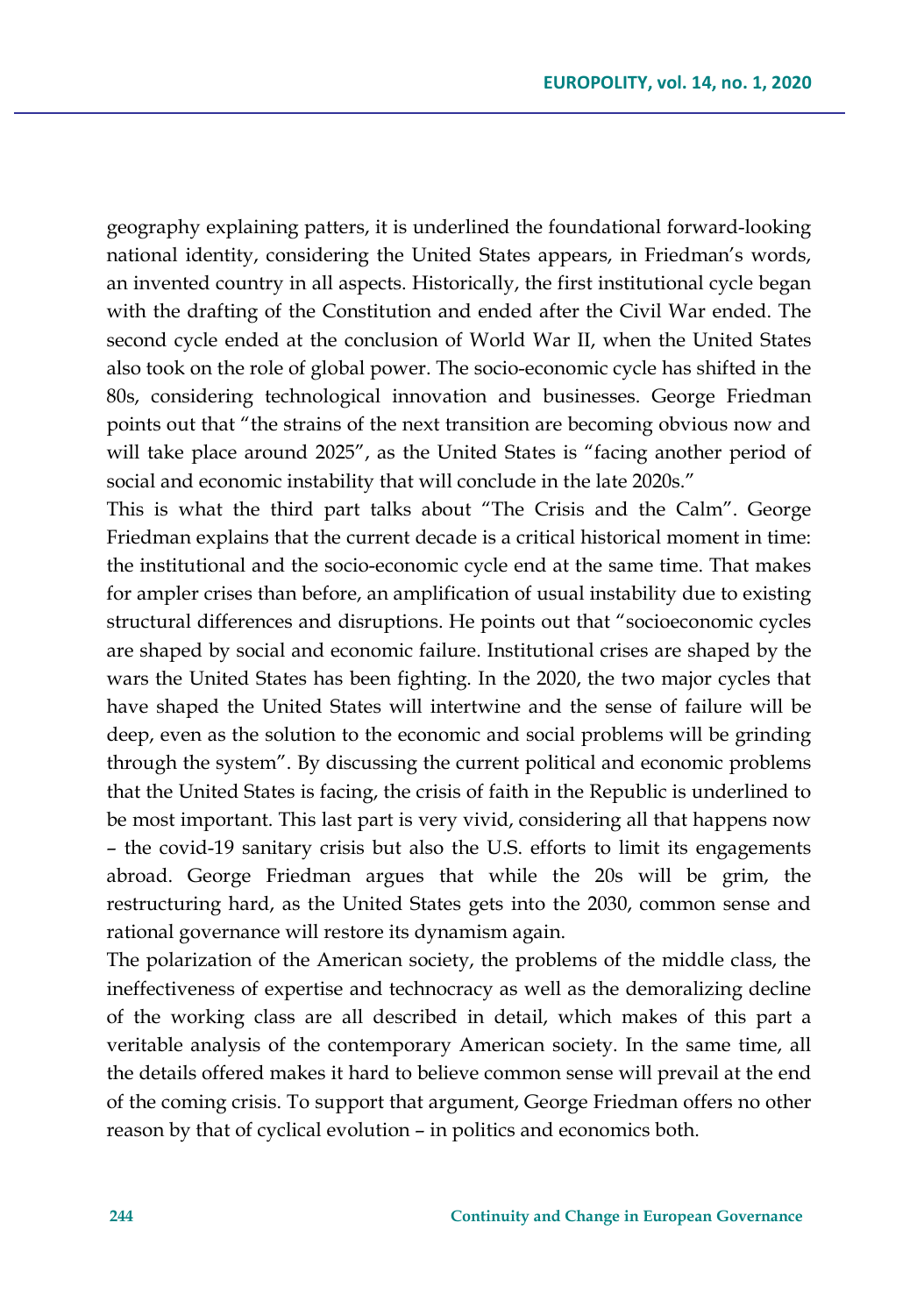geography explaining patters, it is underlined the foundational forward-looking national identity, considering the United States appears, in Friedman's words, an invented country in all aspects. Historically, the first institutional cycle began with the drafting of the Constitution and ended after the Civil War ended. The second cycle ended at the conclusion of World War II, when the United States also took on the role of global power. The socio-economic cycle has shifted in the 80s, considering technological innovation and businesses. George Friedman points out that "the strains of the next transition are becoming obvious now and will take place around 2025", as the United States is "facing another period of social and economic instability that will conclude in the late 2020s."

This is what the third part talks about "The Crisis and the Calm". George Friedman explains that the current decade is a critical historical moment in time: the institutional and the socio-economic cycle end at the same time. That makes for ampler crises than before, an amplification of usual instability due to existing structural differences and disruptions. He points out that "socioeconomic cycles are shaped by social and economic failure. Institutional crises are shaped by the wars the United States has been fighting. In the 2020, the two major cycles that have shaped the United States will intertwine and the sense of failure will be deep, even as the solution to the economic and social problems will be grinding through the system". By discussing the current political and economic problems that the United States is facing, the crisis of faith in the Republic is underlined to be most important. This last part is very vivid, considering all that happens now – the covid-19 sanitary crisis but also the U.S. efforts to limit its engagements abroad. George Friedman argues that while the 20s will be grim, the restructuring hard, as the United States gets into the 2030, common sense and rational governance will restore its dynamism again.

The polarization of the American society, the problems of the middle class, the ineffectiveness of expertise and technocracy as well as the demoralizing decline of the working class are all described in detail, which makes of this part a veritable analysis of the contemporary American society. In the same time, all the details offered makes it hard to believe common sense will prevail at the end of the coming crisis. To support that argument, George Friedman offers no other reason by that of cyclical evolution – in politics and economics both.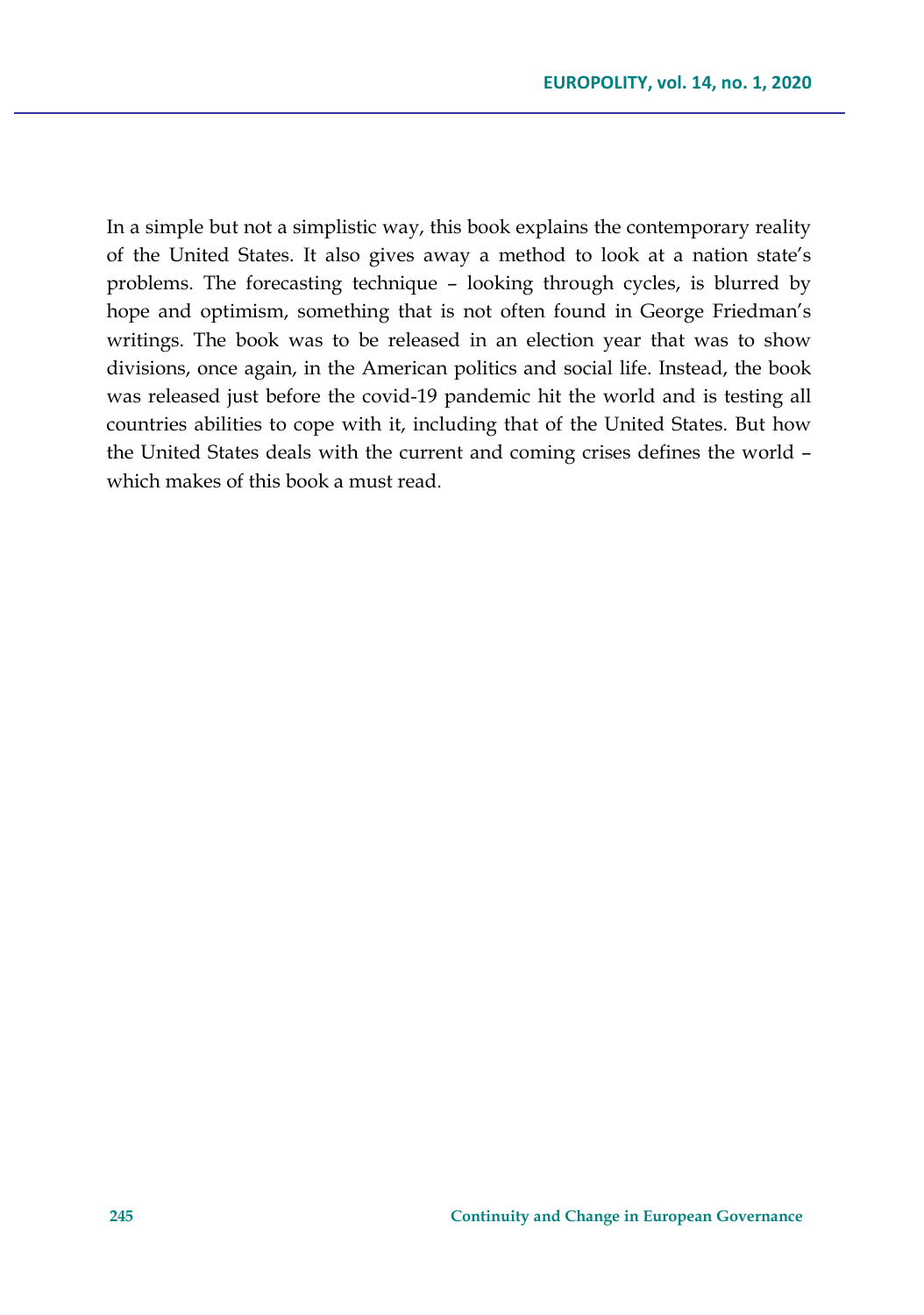In a simple but not a simplistic way, this book explains the contemporary reality of the United States. It also gives away a method to look at a nation state's problems. The forecasting technique – looking through cycles, is blurred by hope and optimism, something that is not often found in George Friedman's writings. The book was to be released in an election year that was to show divisions, once again, in the American politics and social life. Instead, the book was released just before the covid-19 pandemic hit the world and is testing all countries abilities to cope with it, including that of the United States. But how the United States deals with the current and coming crises defines the world – which makes of this book a must read.